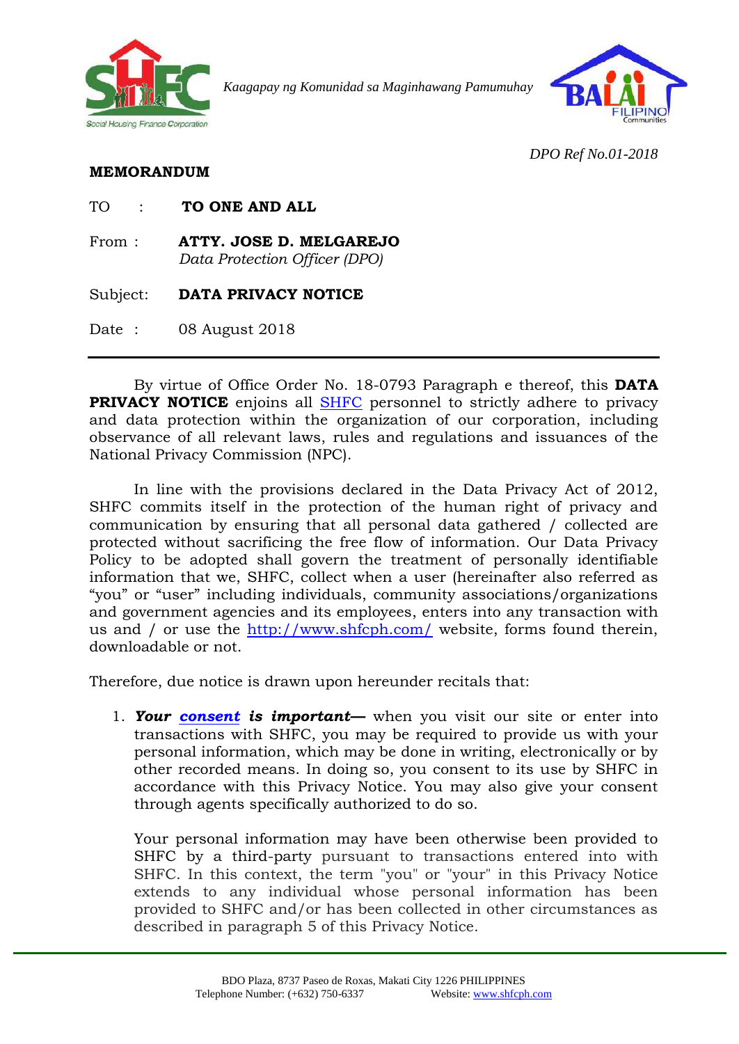*Kaagapay ng Komunidad sa Maginhawang Pamumuhay*

*DPO Ref No.01-2018*

**MEMORANDUM**

TO : **TO ONE AND ALL**

From : **ATTY. JOSE D. MELGAREJO**
*Data Protection Officer (DPO)*

Subject: **DATA PRIVACY NOTICE**

Date : 08 August 2018

---

By virtue of Office Order No. 18-0793 Paragraph e thereof, this **DATA PRIVACY NOTICE** enjoins all SHFC personnel to strictly adhere to privacy and data protection within the organization of our corporation, including observance of all relevant laws, rules and regulations and issuances of the National Privacy Commission (NPC).

In line with the provisions declared in the Data Privacy Act of 2012, SHFC commits itself in the protection of the human right of privacy and communication by ensuring that all personal data gathered / collected are protected without sacrificing the free flow of information. Our Data Privacy Policy to be adopted shall govern the treatment of personally identifiable information that we, SHFC, collect when a user (hereinafter also referred as "you" or "user" including individuals, community associations/organizations and government agencies and its employees, enters into any transaction with us and / or use the http://www.shfcph.com/ website, forms found therein, downloadable or not.

Therefore, due notice is drawn upon hereunder recitals that:

1. ***Your consent is important—*** when you visit our site or enter into transactions with SHFC, you may be required to provide us with your personal information, which may be done in writing, electronically or by other recorded means. In doing so, you consent to its use by SHFC in accordance with this Privacy Notice. You may also give your consent through agents specifically authorized to do so.

   Your personal information may have been otherwise been provided to SHFC by a third-party pursuant to transactions entered into with SHFC. In this context, the term "you" or "your" in this Privacy Notice extends to any individual whose personal information has been provided to SHFC and/or has been collected in other circumstances as described in paragraph 5 of this Privacy Notice.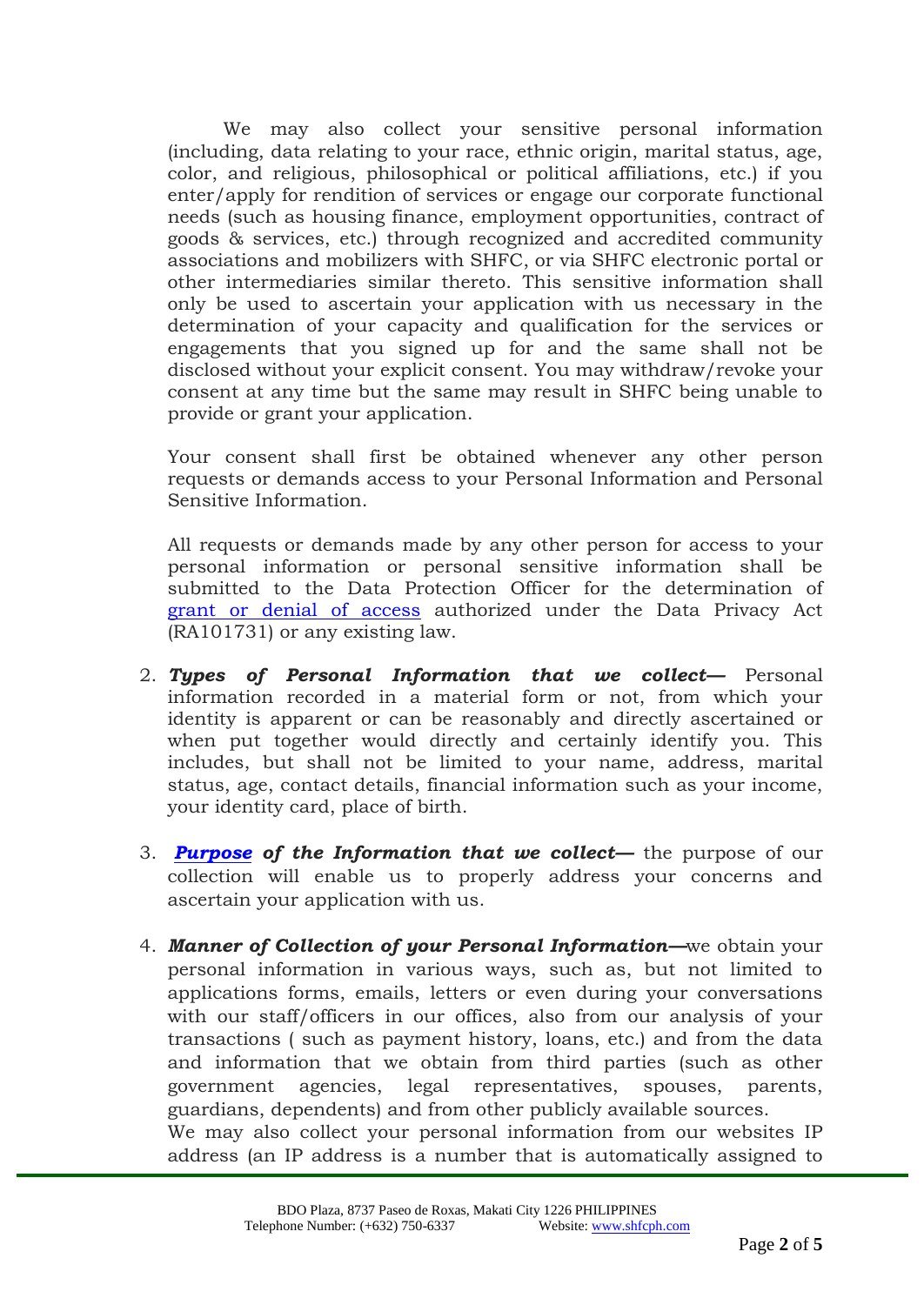We may also collect your sensitive personal information (including, data relating to your race, ethnic origin, marital status, age, color, and religious, philosophical or political affiliations, etc.) if you enter/apply for rendition of services or engage our corporate functional needs (such as housing finance, employment opportunities, contract of goods & services, etc.) through recognized and accredited community associations and mobilizers with SHFC, or via SHFC electronic portal or other intermediaries similar thereto. This sensitive information shall only be used to ascertain your application with us necessary in the determination of your capacity and qualification for the services or engagements that you signed up for and the same shall not be disclosed without your explicit consent. You may withdraw/revoke your consent at any time but the same may result in SHFC being unable to provide or grant your application.

Your consent shall first be obtained whenever any other person requests or demands access to your Personal Information and Personal Sensitive Information.

All requests or demands made by any other person for access to your personal information or personal sensitive information shall be submitted to the Data Protection Officer for the determination of grant or denial of access authorized under the Data Privacy Act (RA101731) or any existing law.

2. ***Types of Personal Information that we collect—*** Personal information recorded in a material form or not, from which your identity is apparent or can be reasonably and directly ascertained or when put together would directly and certainly identify you. This includes, but shall not be limited to your name, address, marital status, age, contact details, financial information such as your income, your identity card, place of birth.

3. ***Purpose of the Information that we collect—*** the purpose of our collection will enable us to properly address your concerns and ascertain your application with us.

4. ***Manner of Collection of your Personal Information—***we obtain your personal information in various ways, such as, but not limited to applications forms, emails, letters or even during your conversations with our staff/officers in our offices, also from our analysis of your transactions ( such as payment history, loans, etc.) and from the data and information that we obtain from third parties (such as other government agencies, legal representatives, spouses, parents, guardians, dependents) and from other publicly available sources.
   We may also collect your personal information from our websites IP address (an IP address is a number that is automatically assigned to

BDO Plaza, 8737 Paseo de Roxas, Makati City 1226 PHILIPPINES
Telephone Number: (+632) 750-6337 Website: www.shfcph.com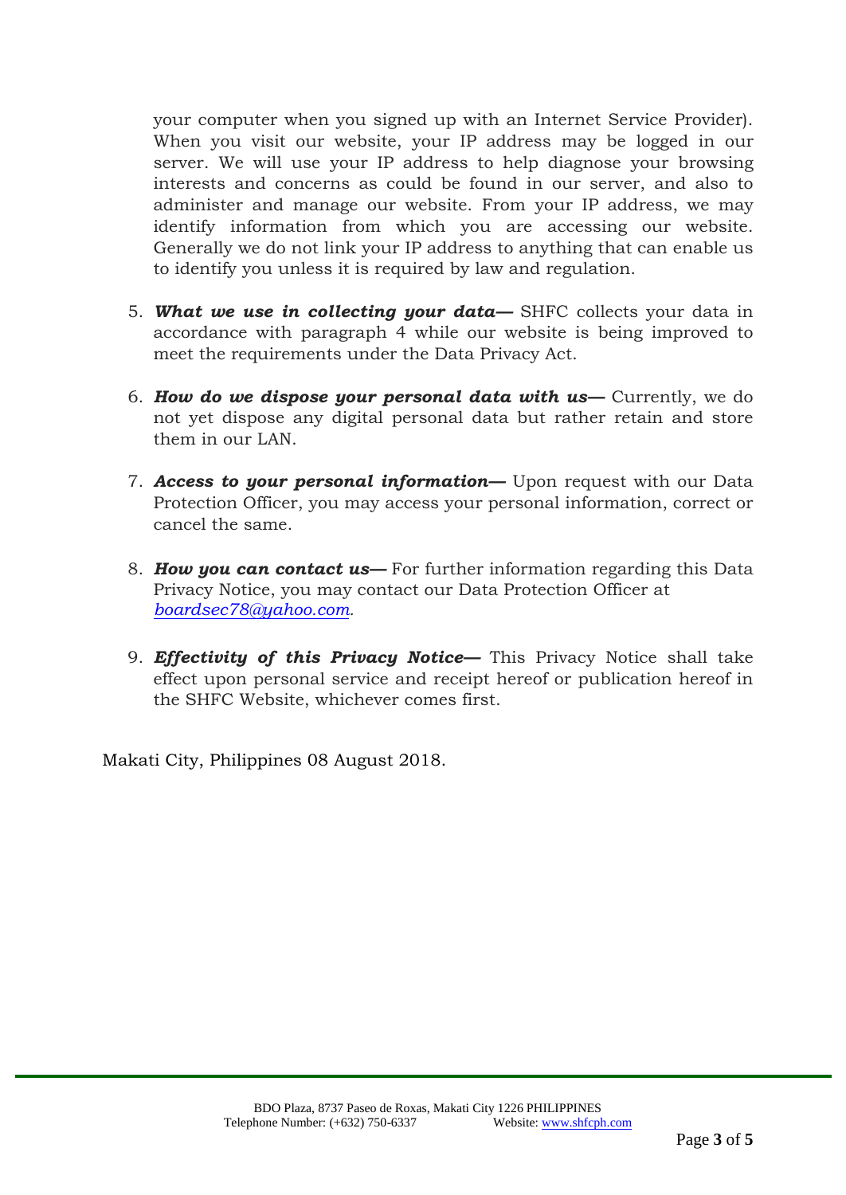your computer when you signed up with an Internet Service Provider). When you visit our website, your IP address may be logged in our server. We will use your IP address to help diagnose your browsing interests and concerns as could be found in our server, and also to administer and manage our website. From your IP address, we may identify information from which you are accessing our website. Generally we do not link your IP address to anything that can enable us to identify you unless it is required by law and regulation.

5. ***What we use in collecting your data—*** SHFC collects your data in accordance with paragraph 4 while our website is being improved to meet the requirements under the Data Privacy Act.

6. ***How do we dispose your personal data with us—*** Currently, we do not yet dispose any digital personal data but rather retain and store them in our LAN.

7. ***Access to your personal information—*** Upon request with our Data Protection Officer, you may access your personal information, correct or cancel the same.

8. ***How you can contact us—*** For further information regarding this Data Privacy Notice, you may contact our Data Protection Officer at *boardsec78@yahoo.com.*

9. ***Effectivity of this Privacy Notice—*** This Privacy Notice shall take effect upon personal service and receipt hereof or publication hereof in the SHFC Website, whichever comes first.

Makati City, Philippines 08 August 2018.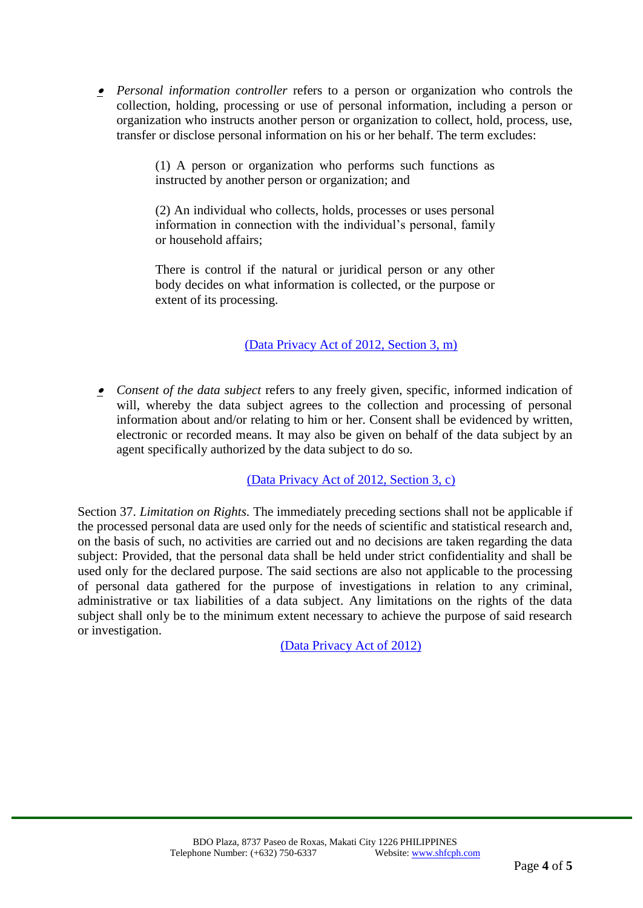- *Personal information controller* refers to a person or organization who controls the collection, holding, processing or use of personal information, including a person or organization who instructs another person or organization to collect, hold, process, use, transfer or disclose personal information on his or her behalf. The term excludes:

  > (1) A person or organization who performs such functions as instructed by another person or organization; and
  >
  > (2) An individual who collects, holds, processes or uses personal information in connection with the individual's personal, family or household affairs;
  >
  > There is control if the natural or juridical person or any other body decides on what information is collected, or the purpose or extent of its processing.

  (Data Privacy Act of 2012, Section 3, m)

- *Consent of the data subject* refers to any freely given, specific, informed indication of will, whereby the data subject agrees to the collection and processing of personal information about and/or relating to him or her. Consent shall be evidenced by written, electronic or recorded means. It may also be given on behalf of the data subject by an agent specifically authorized by the data subject to do so.

  (Data Privacy Act of 2012, Section 3, c)

Section 37. *Limitation on Rights.* The immediately preceding sections shall not be applicable if the processed personal data are used only for the needs of scientific and statistical research and, on the basis of such, no activities are carried out and no decisions are taken regarding the data subject: Provided, that the personal data shall be held under strict confidentiality and shall be used only for the declared purpose. The said sections are also not applicable to the processing of personal data gathered for the purpose of investigations in relation to any criminal, administrative or tax liabilities of a data subject. Any limitations on the rights of the data subject shall only be to the minimum extent necessary to achieve the purpose of said research or investigation.

(Data Privacy Act of 2012)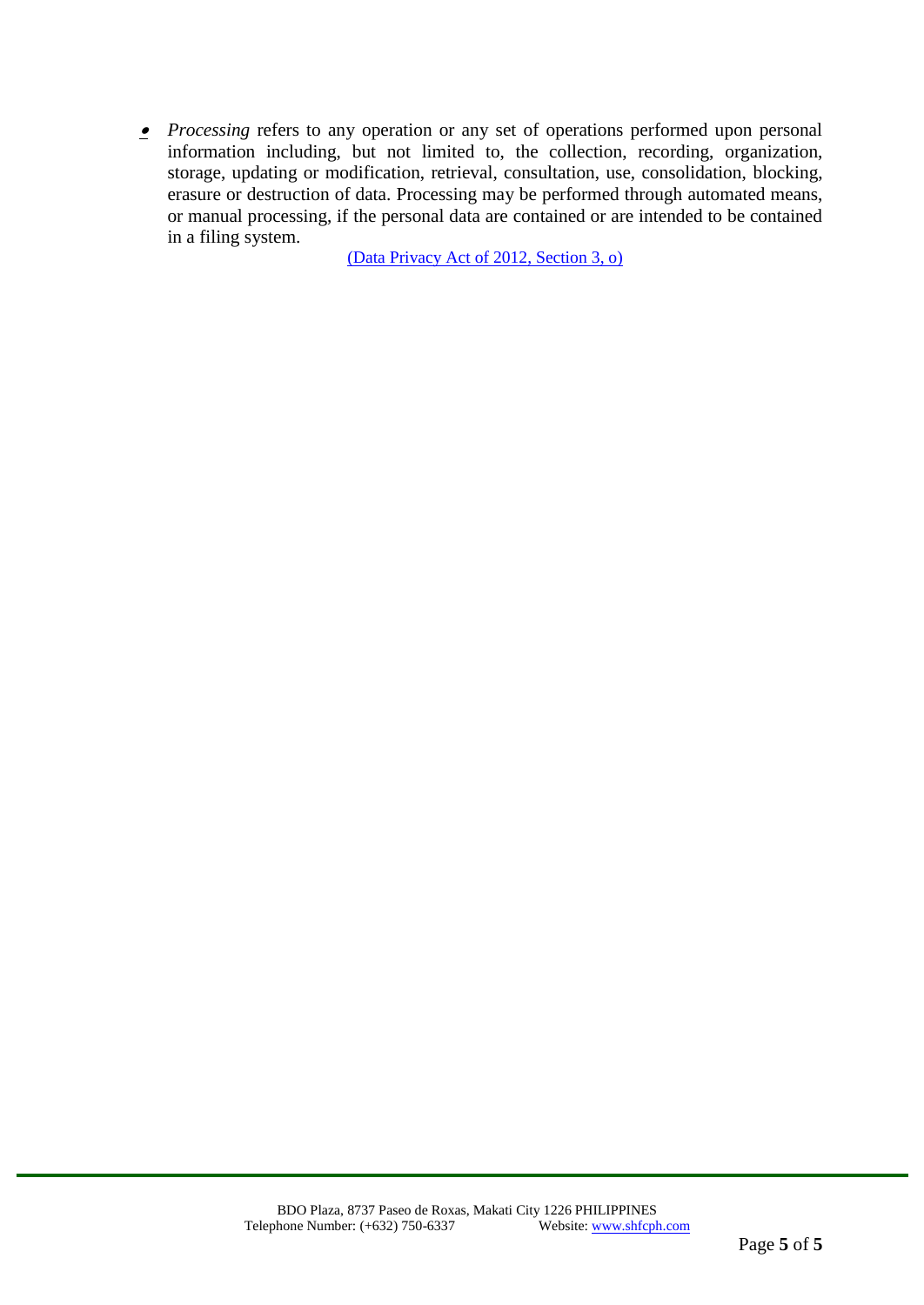- *Processing* refers to any operation or any set of operations performed upon personal information including, but not limited to, the collection, recording, organization, storage, updating or modification, retrieval, consultation, use, consolidation, blocking, erasure or destruction of data. Processing may be performed through automated means, or manual processing, if the personal data are contained or are intended to be contained in a filing system.

  (Data Privacy Act of 2012, Section 3, o)